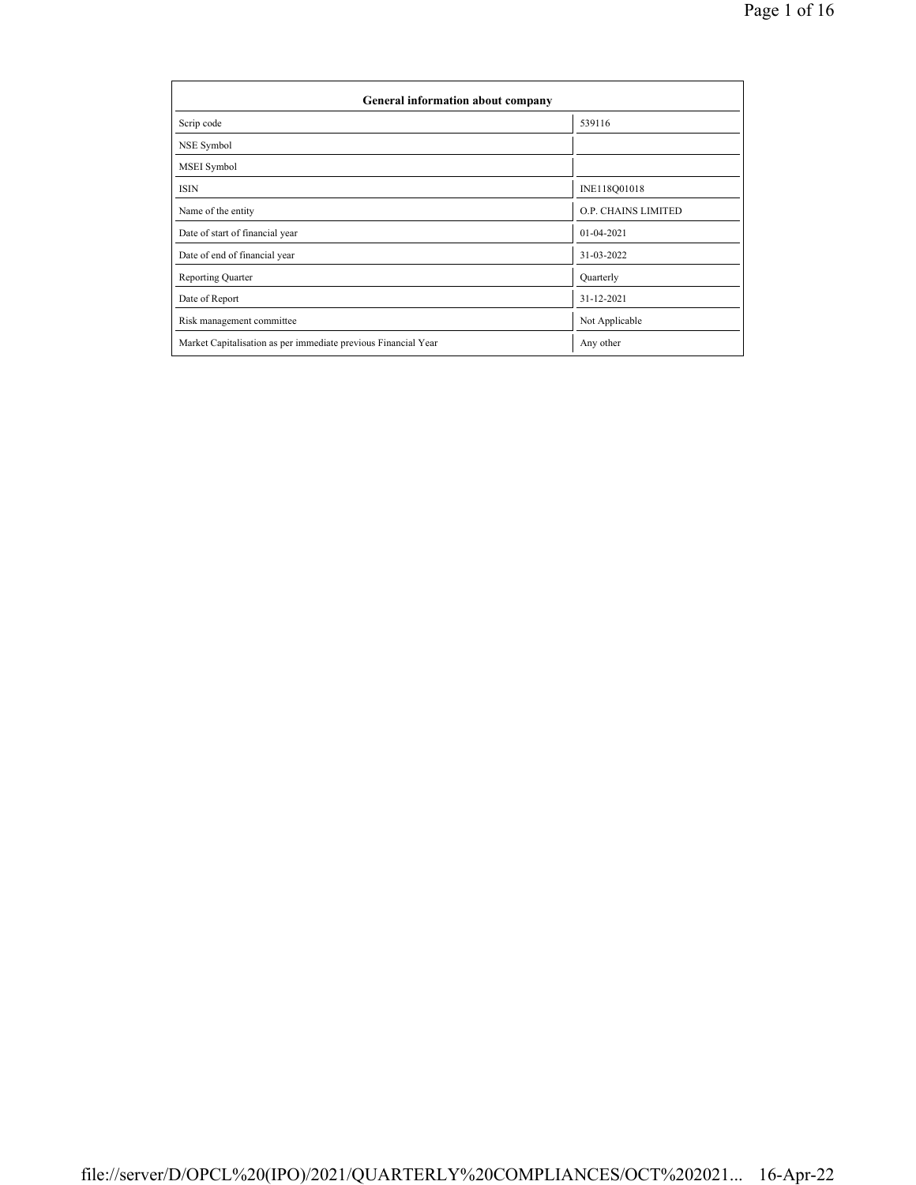| General information about company | |
|---|---|
| Scrip code | 539116 |
| NSE Symbol | |
| MSEI Symbol | |
| ISIN | INE118Q01018 |
| Name of the entity | O.P. CHAINS LIMITED |
| Date of start of financial year | 01-04-2021 |
| Date of end of financial year | 31-03-2022 |
| Reporting Quarter | Quarterly |
| Date of Report | 31-12-2021 |
| Risk management committee | Not Applicable |
| Market Capitalisation as per immediate previous Financial Year | Any other |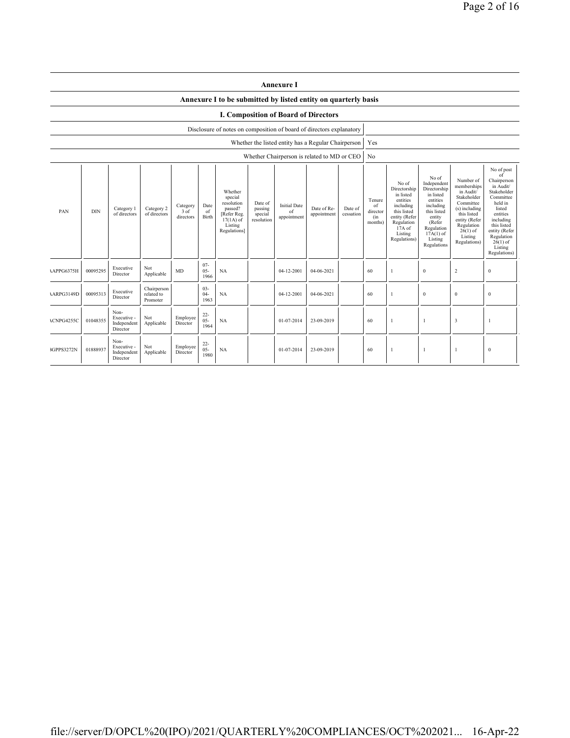## Annexure I

### Annexure I to be submitted by listed entity on quarterly basis

### I. Composition of Board of Directors

| | |
|---|---|
| Disclosure of notes on composition of board of directors explanatory | |
| Whether the listed entity has a Regular Chairperson | Yes |
| Whether Chairperson is related to MD or CEO | No |

| PAN | DIN | Category 1 of directors | Category 2 of directors | Category 3 of directors | Date of Birth | Whether special resolution passed? [Refer Reg. 17(1A) of Listing Regulations] | Date of passing special resolution | Initial Date of appointment | Date of Re-appointment | Date of cessation | Tenure of director (in months) | No of Directorship in listed entities including this listed entity (Refer Regulation 17A of Listing Regulations) | No of Independent Directorship in listed entities including this listed entity (Refer Regulation 17A(1) of Listing Regulations | Number of memberships in Audit/ Stakeholder Committee (s) including this listed entity (Refer Regulation 26(1) of Listing Regulations) | No of post of Chairperson in Audit/ Stakeholder Committee held in listed entities including this listed entity (Refer Regulation 26(1) of Listing Regulations) |
|---|---|---|---|---|---|---|---|---|---|---|---|---|---|---|---|
| AAPPG6375H | 00095295 | Executive Director | Not Applicable | MD | 07-05-1966 | NA | | 04-12-2001 | 04-06-2021 | | 60 | 1 | 0 | 2 | 0 |
| AARPG3149D | 00095313 | Executive Director | Chairperson related to Promoter | | 03-04-1963 | NA | | 04-12-2001 | 04-06-2021 | | 60 | 1 | 0 | 0 | 0 |
| ACNPG4255C | 01048355 | Non-Executive - Independent Director | Not Applicable | Employee Director | 22-05-1964 | NA | | 01-07-2014 | 23-09-2019 | | 60 | 1 | 1 | 3 | 1 |
| BGPPS3272N | 01888937 | Non-Executive - Independent Director | Not Applicable | Employee Director | 22-05-1980 | NA | | 01-07-2014 | 23-09-2019 | | 60 | 1 | 1 | 1 | 0 |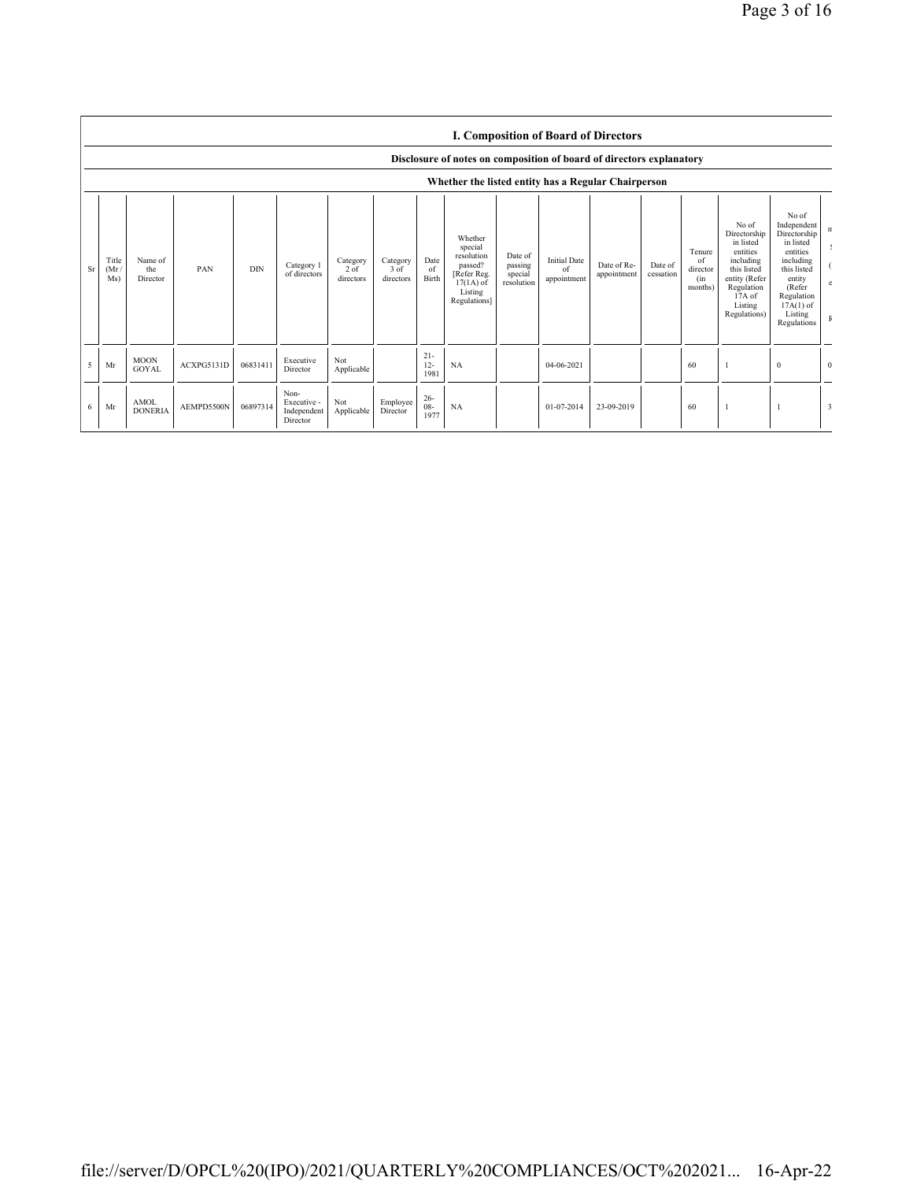## I. Composition of Board of Directors

**Disclosure of notes on composition of board of directors explanatory**

**Whether the listed entity has a Regular Chairperson**

| Sr | Title (Mr / Ms) | Name of the Director | PAN | DIN | Category 1 of directors | Category 2 of directors | Category 3 of directors | Date of Birth | Whether special resolution passed? [Refer Reg. 17(1A) of Listing Regulations] | Date of passing special resolution | Initial Date of appointment | Date of Re-appointment | Date of cessation | Tenure of director (in months) | No of Directorship in listed entities including this listed entity (Refer Regulation 17A of Listing Regulations) | No of Independent Directorship in listed entities including this listed entity (Refer Regulation 17A(1) of Listing Regulations | n S ( e F |
|---|---|---|---|---|---|---|---|---|---|---|---|---|---|---|---|---|---|
| 5 | Mr | MOON GOYAL | ACXPG5131D | 06831411 | Executive Director | Not Applicable | | 21-12-1981 | NA | | 04-06-2021 | | | 60 | 1 | 0 | 0 |
| 6 | Mr | AMOL DONERIA | AEMPD5500N | 06897314 | Non-Executive - Independent Director | Not Applicable | Employee Director | 26-08-1977 | NA | | 01-07-2014 | 23-09-2019 | | 60 | 1 | 1 | 3 |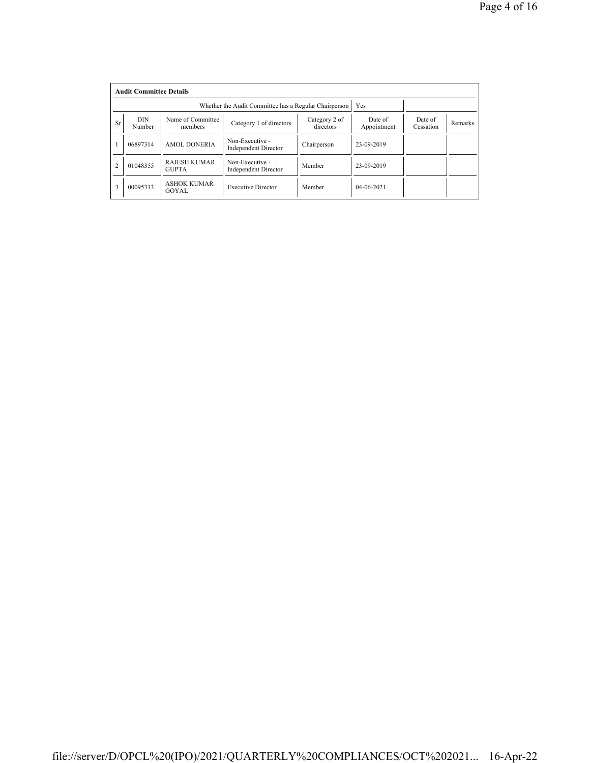**Audit Committee Details**

| | | | Whether the Audit Committee has a Regular Chairperson | | Yes | | |
|---|---|---|---|---|---|---|---|
| Sr | DIN Number | Name of Committee members | Category 1 of directors | Category 2 of directors | Date of Appointment | Date of Cessation | Remarks |
| 1 | 06897314 | AMOL DONERIA | Non-Executive - Independent Director | Chairperson | 23-09-2019 | | |
| 2 | 01048355 | RAJESH KUMAR GUPTA | Non-Executive - Independent Director | Member | 23-09-2019 | | |
| 3 | 00095313 | ASHOK KUMAR GOYAL | Executive Director | Member | 04-06-2021 | | |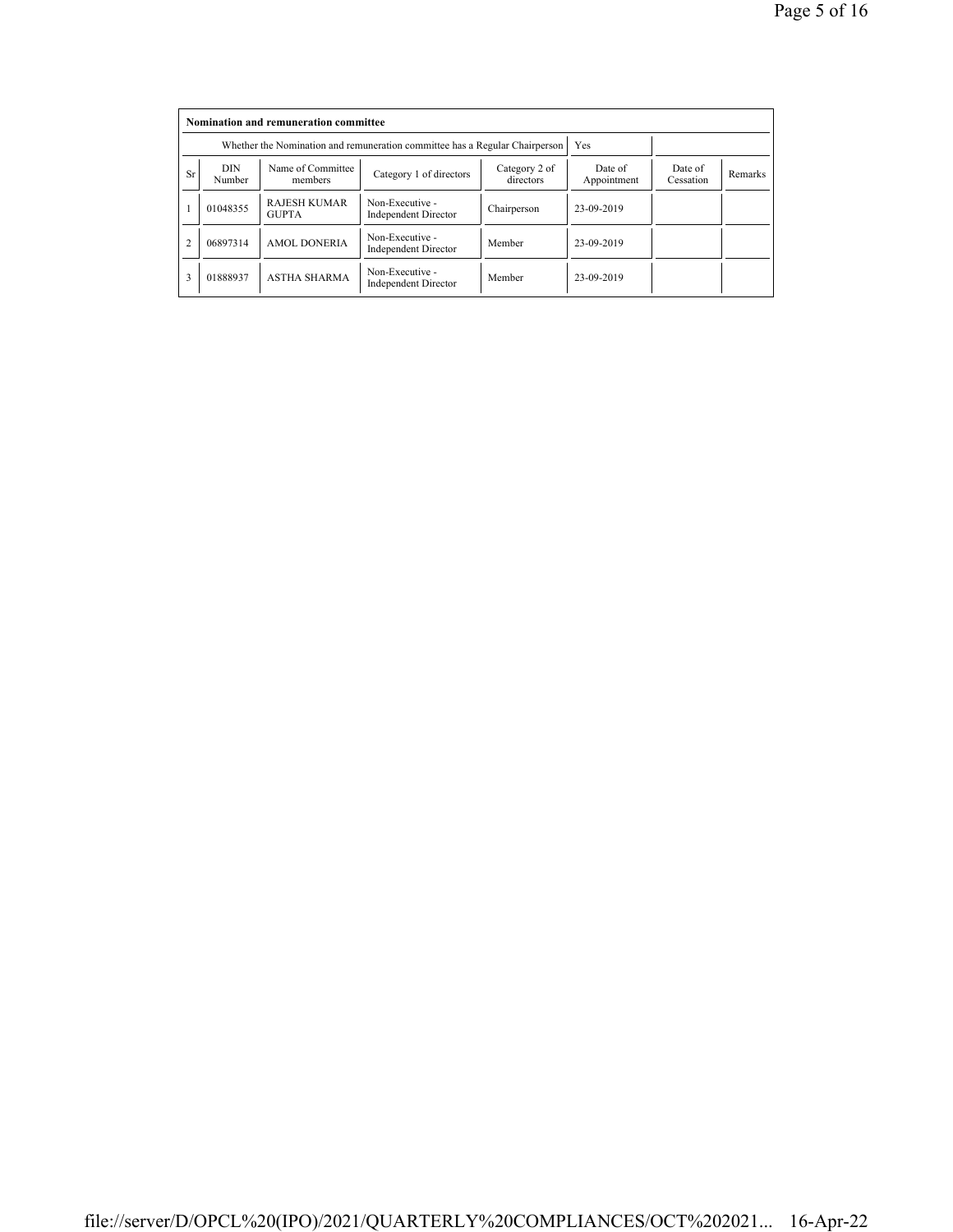**Nomination and remuneration committee**

| Whether the Nomination and remuneration committee has a Regular Chairperson | | | | Yes | | | |
|---|---|---|---|---|---|---|---|
| Sr | DIN Number | Name of Committee members | Category 1 of directors | Category 2 of directors | Date of Appointment | Date of Cessation | Remarks |
| 1 | 01048355 | RAJESH KUMAR GUPTA | Non-Executive - Independent Director | Chairperson | 23-09-2019 | | |
| 2 | 06897314 | AMOL DONERIA | Non-Executive - Independent Director | Member | 23-09-2019 | | |
| 3 | 01888937 | ASTHA SHARMA | Non-Executive - Independent Director | Member | 23-09-2019 | | |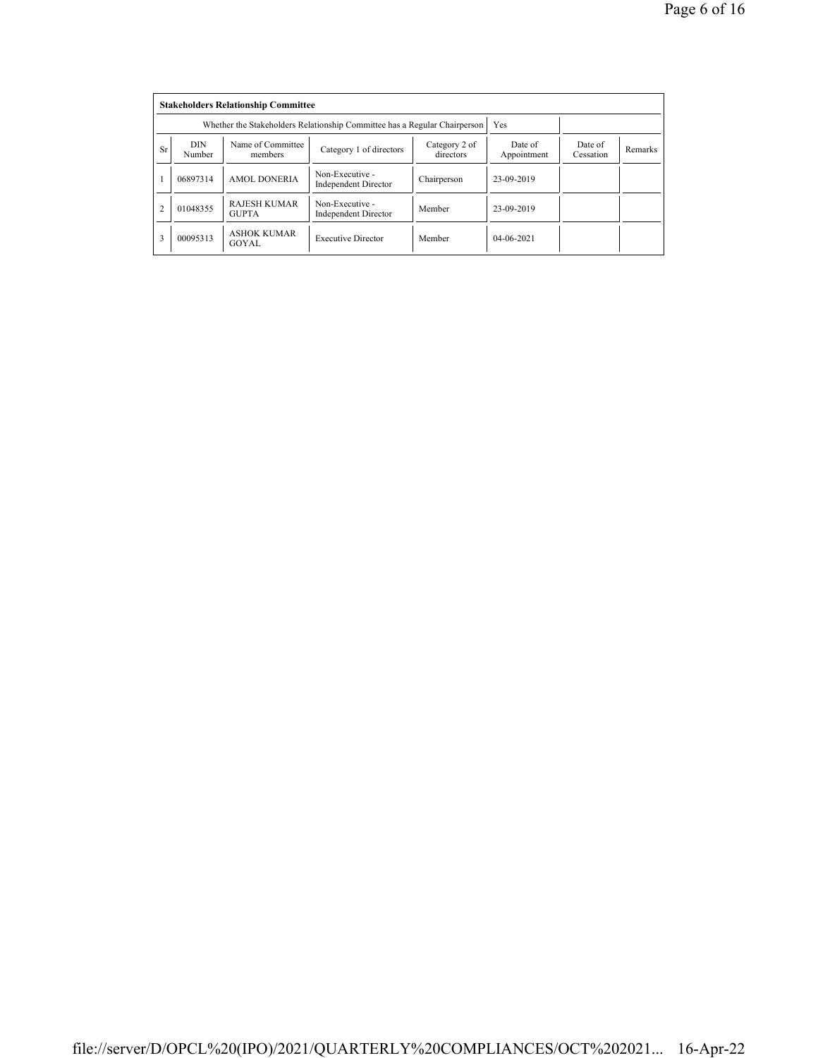**Stakeholders Relationship Committee**

| Whether the Stakeholders Relationship Committee has a Regular Chairperson | | | | | Yes | | |
|---|---|---|---|---|---|---|---|
| Sr | DIN Number | Name of Committee members | Category 1 of directors | Category 2 of directors | Date of Appointment | Date of Cessation | Remarks |
| 1 | 06897314 | AMOL DONERIA | Non-Executive - Independent Director | Chairperson | 23-09-2019 | | |
| 2 | 01048355 | RAJESH KUMAR GUPTA | Non-Executive - Independent Director | Member | 23-09-2019 | | |
| 3 | 00095313 | ASHOK KUMAR GOYAL | Executive Director | Member | 04-06-2021 | | |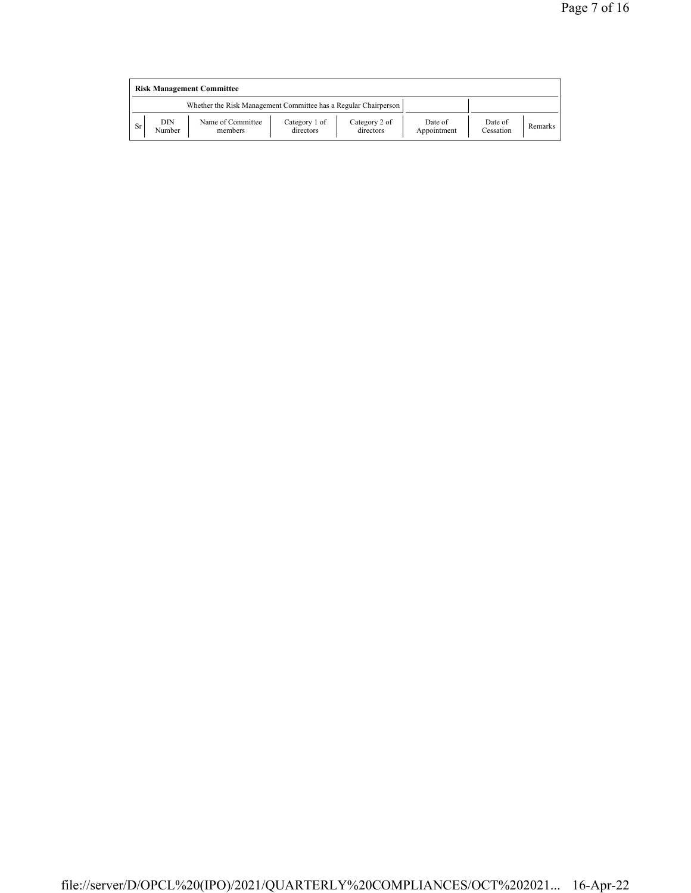| Risk Management Committee | | | | | | | |
|---|---|---|---|---|---|---|---|
| Whether the Risk Management Committee has a Regular Chairperson | | | | | | | |
| Sr | DIN Number | Name of Committee members | Category 1 of directors | Category 2 of directors | Date of Appointment | Date of Cessation | Remarks |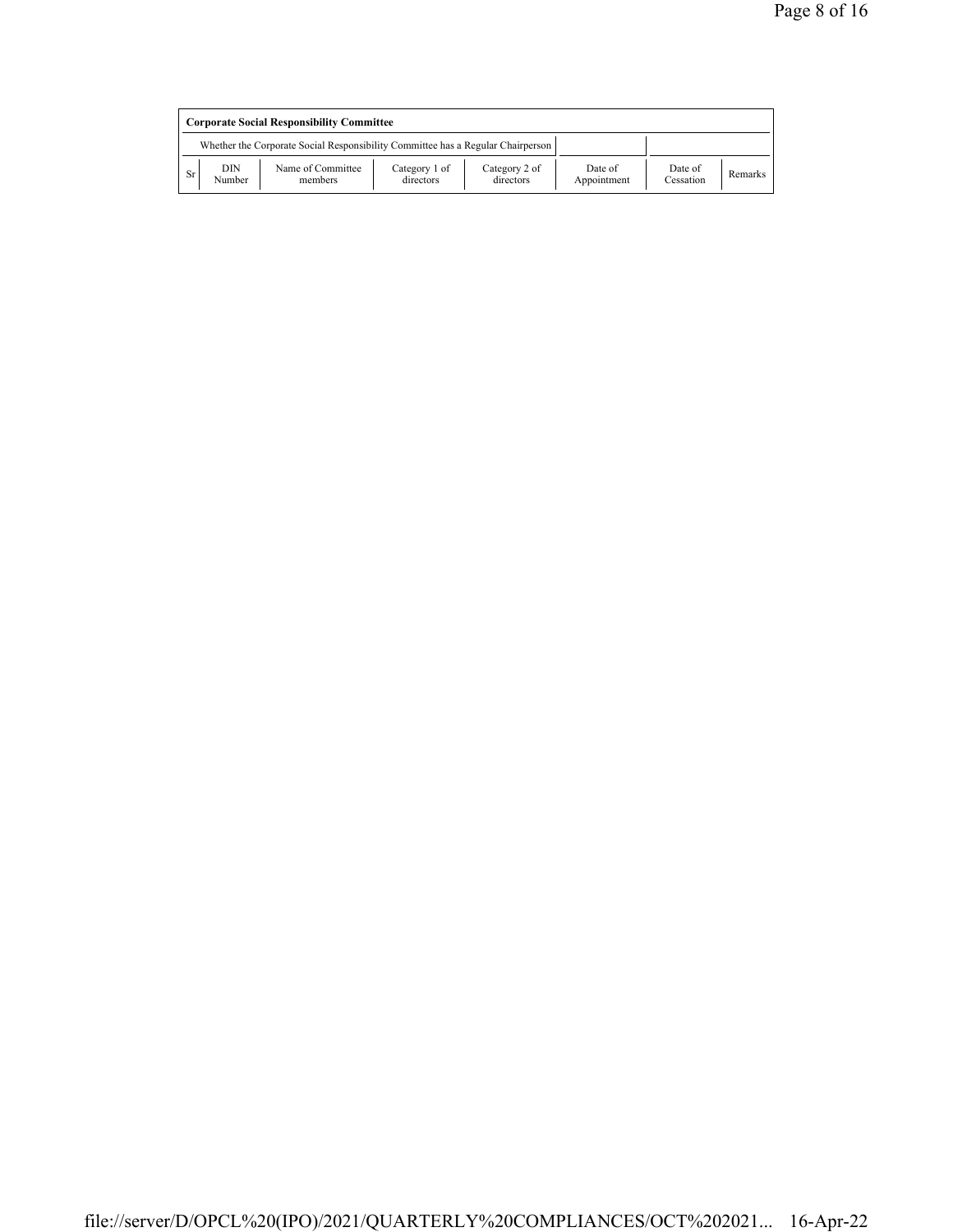**Corporate Social Responsibility Committee**

| Whether the Corporate Social Responsibility Committee has a Regular Chairperson | | | | | | | |
|---|---|---|---|---|---|---|---|
| Sr | DIN Number | Name of Committee members | Category 1 of directors | Category 2 of directors | Date of Appointment | Date of Cessation | Remarks |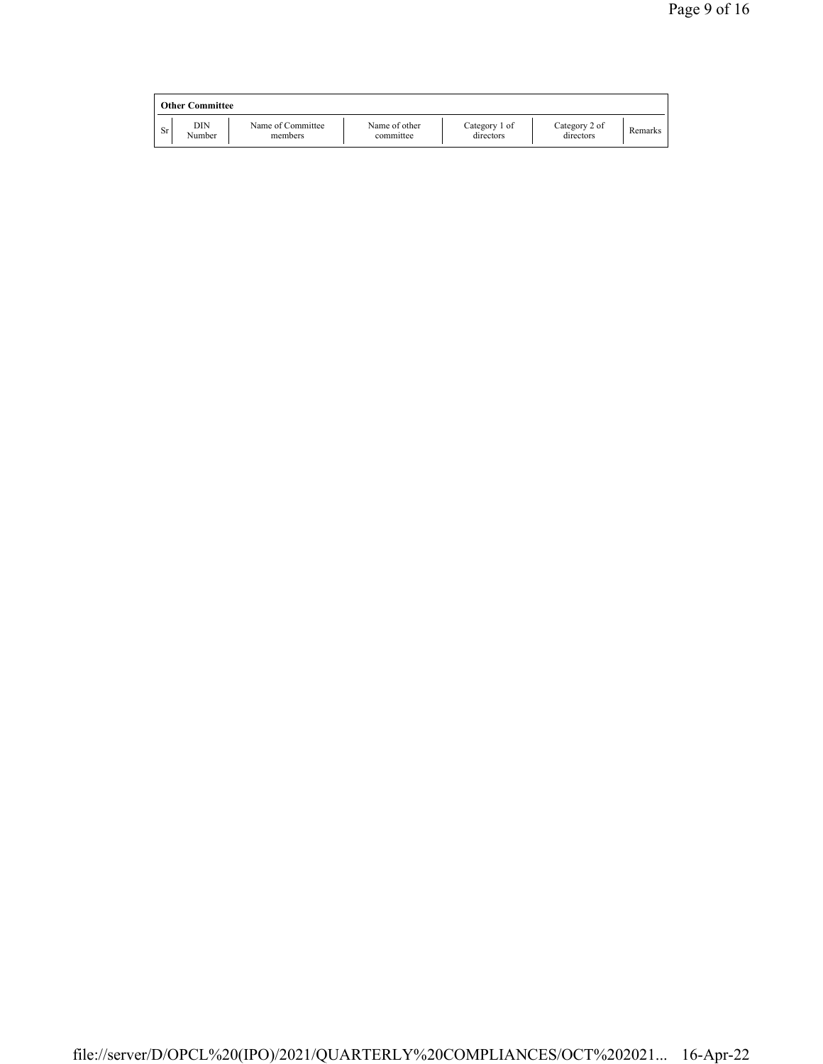**Other Committee**

| Sr | DIN Number | Name of Committee members | Name of other committee | Category 1 of directors | Category 2 of directors | Remarks |
|---|---|---|---|---|---|---|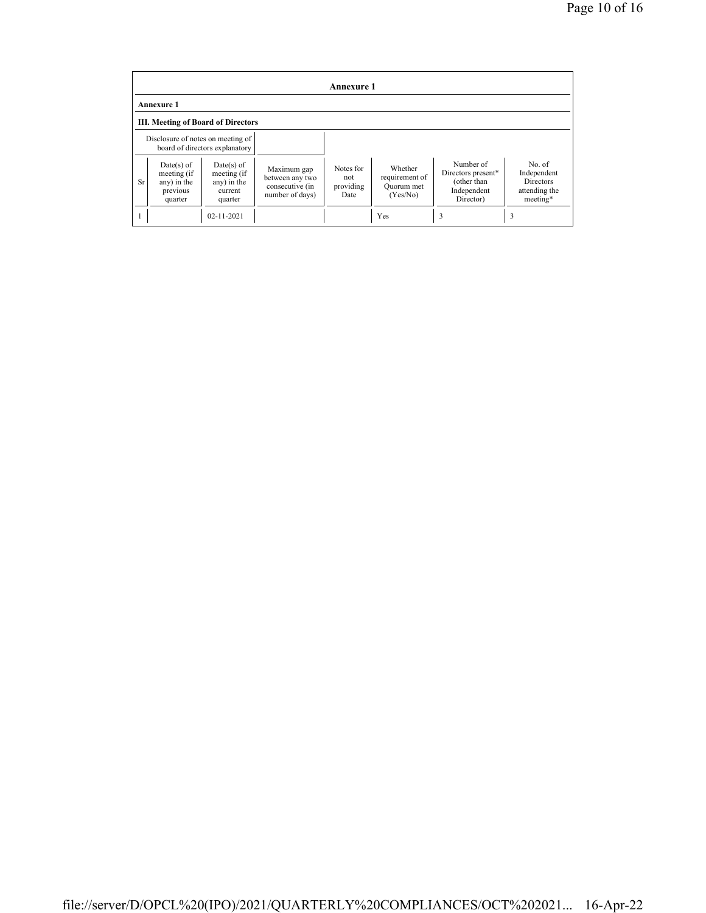## Annexure 1

### Annexure 1

### III. Meeting of Board of Directors

| Disclosure of notes on meeting of board of directors explanatory | |
|---|---|

| Sr | Date(s) of meeting (if any) in the previous quarter | Date(s) of meeting (if any) in the current quarter | Maximum gap between any two consecutive (in number of days) | Notes for not providing Date | Whether requirement of Quorum met (Yes/No) | Number of Directors present* (other than Independent Director) | No. of Independent Directors attending the meeting* |
|---|---|---|---|---|---|---|---|
| 1 | | 02-11-2021 | | | Yes | 3 | 3 |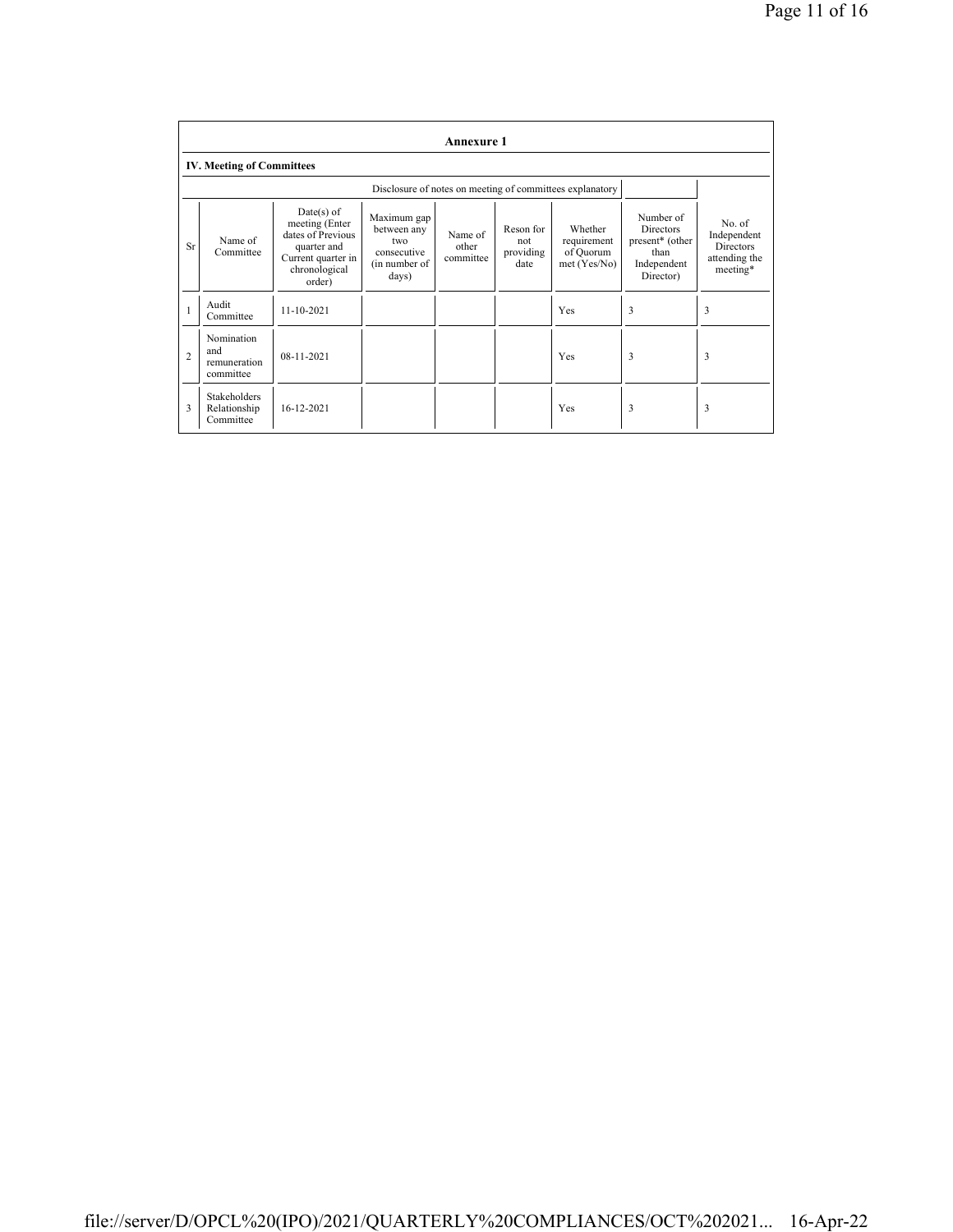## Annexure 1

### IV. Meeting of Committees

Disclosure of notes on meeting of committees explanatory

| Sr | Name of Committee | Date(s) of meeting (Enter dates of Previous quarter and Current quarter in chronological order) | Maximum gap between any two consecutive (in number of days) | Name of other committee | Reson for not providing date | Whether requirement of Quorum met (Yes/No) | Number of Directors present* (other than Independent Director) | No. of Independent Directors attending the meeting* |
|---|---|---|---|---|---|---|---|---|
| 1 | Audit Committee | 11-10-2021 | | | | Yes | 3 | 3 |
| 2 | Nomination and remuneration committee | 08-11-2021 | | | | Yes | 3 | 3 |
| 3 | Stakeholders Relationship Committee | 16-12-2021 | | | | Yes | 3 | 3 |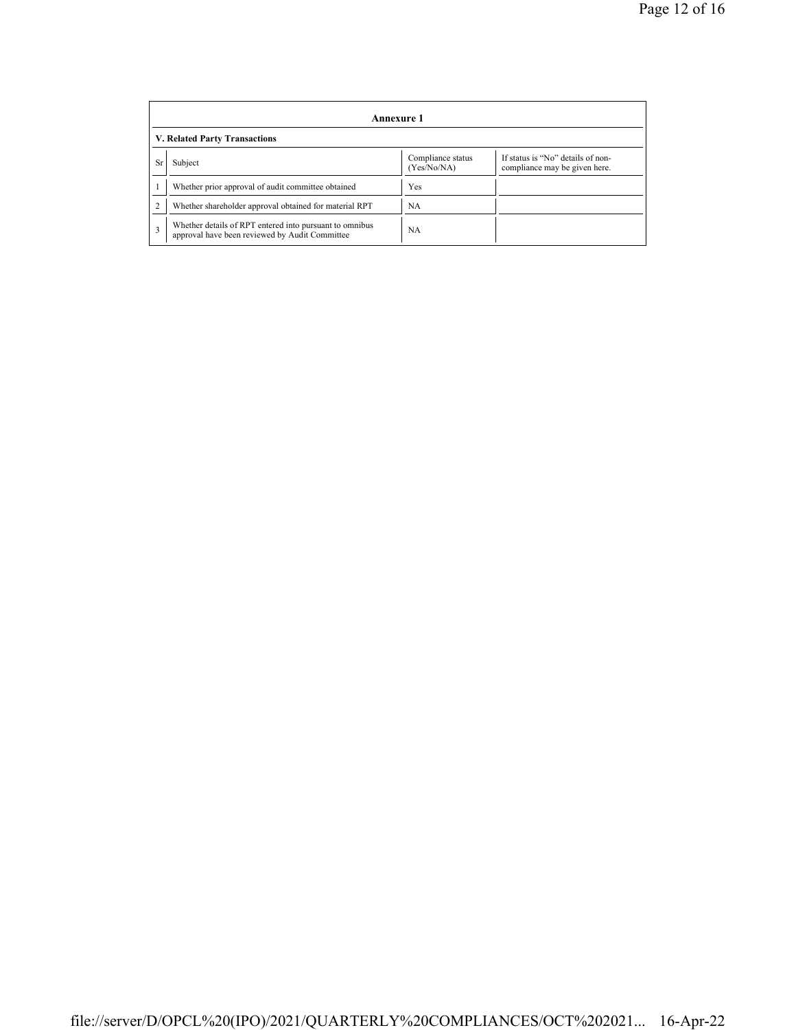**Annexure 1**

**V. Related Party Transactions**

| Sr | Subject | Compliance status (Yes/No/NA) | If status is "No" details of non-compliance may be given here. |
|---|---|---|---|
| 1 | Whether prior approval of audit committee obtained | Yes | |
| 2 | Whether shareholder approval obtained for material RPT | NA | |
| 3 | Whether details of RPT entered into pursuant to omnibus approval have been reviewed by Audit Committee | NA | |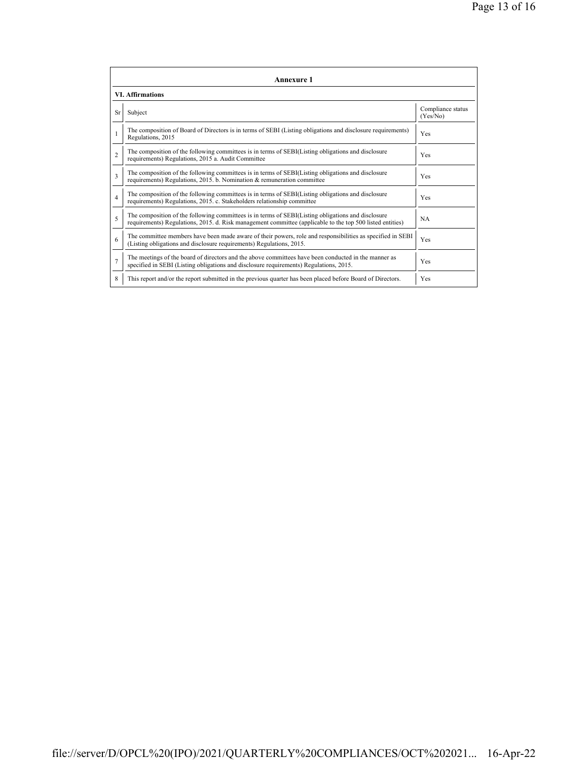## Annexure 1

### VI. Affirmations

| Sr | Subject | Compliance status (Yes/No) |
|---|---|---|
| 1 | The composition of Board of Directors is in terms of SEBI (Listing obligations and disclosure requirements) Regulations, 2015 | Yes |
| 2 | The composition of the following committees is in terms of SEBI(Listing obligations and disclosure requirements) Regulations, 2015 a. Audit Committee | Yes |
| 3 | The composition of the following committees is in terms of SEBI(Listing obligations and disclosure requirements) Regulations, 2015. b. Nomination & remuneration committee | Yes |
| 4 | The composition of the following committees is in terms of SEBI(Listing obligations and disclosure requirements) Regulations, 2015. c. Stakeholders relationship committee | Yes |
| 5 | The composition of the following committees is in terms of SEBI(Listing obligations and disclosure requirements) Regulations, 2015. d. Risk management committee (applicable to the top 500 listed entities) | NA |
| 6 | The committee members have been made aware of their powers, role and responsibilities as specified in SEBI (Listing obligations and disclosure requirements) Regulations, 2015. | Yes |
| 7 | The meetings of the board of directors and the above committees have been conducted in the manner as specified in SEBI (Listing obligations and disclosure requirements) Regulations, 2015. | Yes |
| 8 | This report and/or the report submitted in the previous quarter has been placed before Board of Directors. | Yes |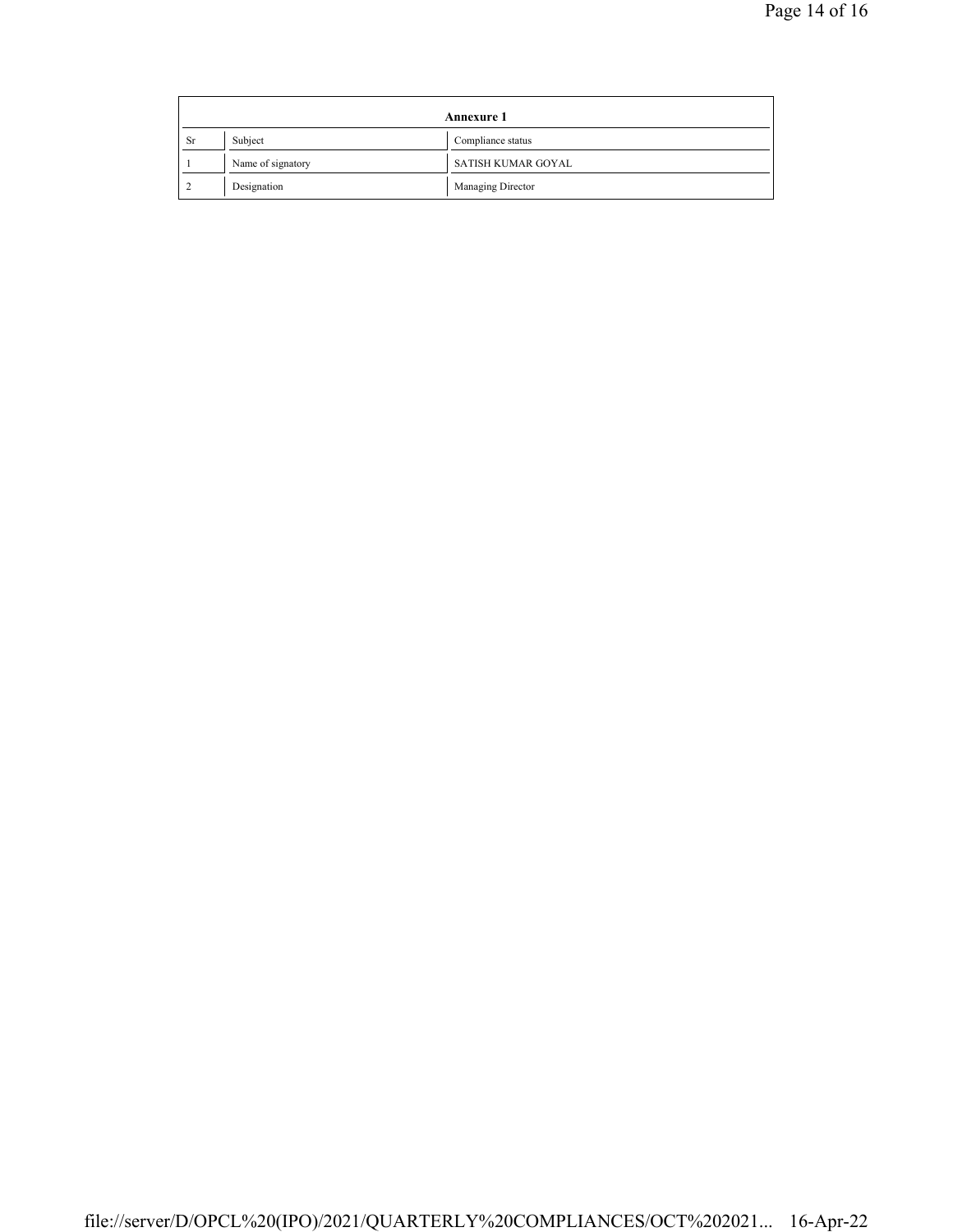| Annexure 1 | | |
|---|---|---|
| Sr | Subject | Compliance status |
| 1 | Name of signatory | SATISH KUMAR GOYAL |
| 2 | Designation | Managing Director |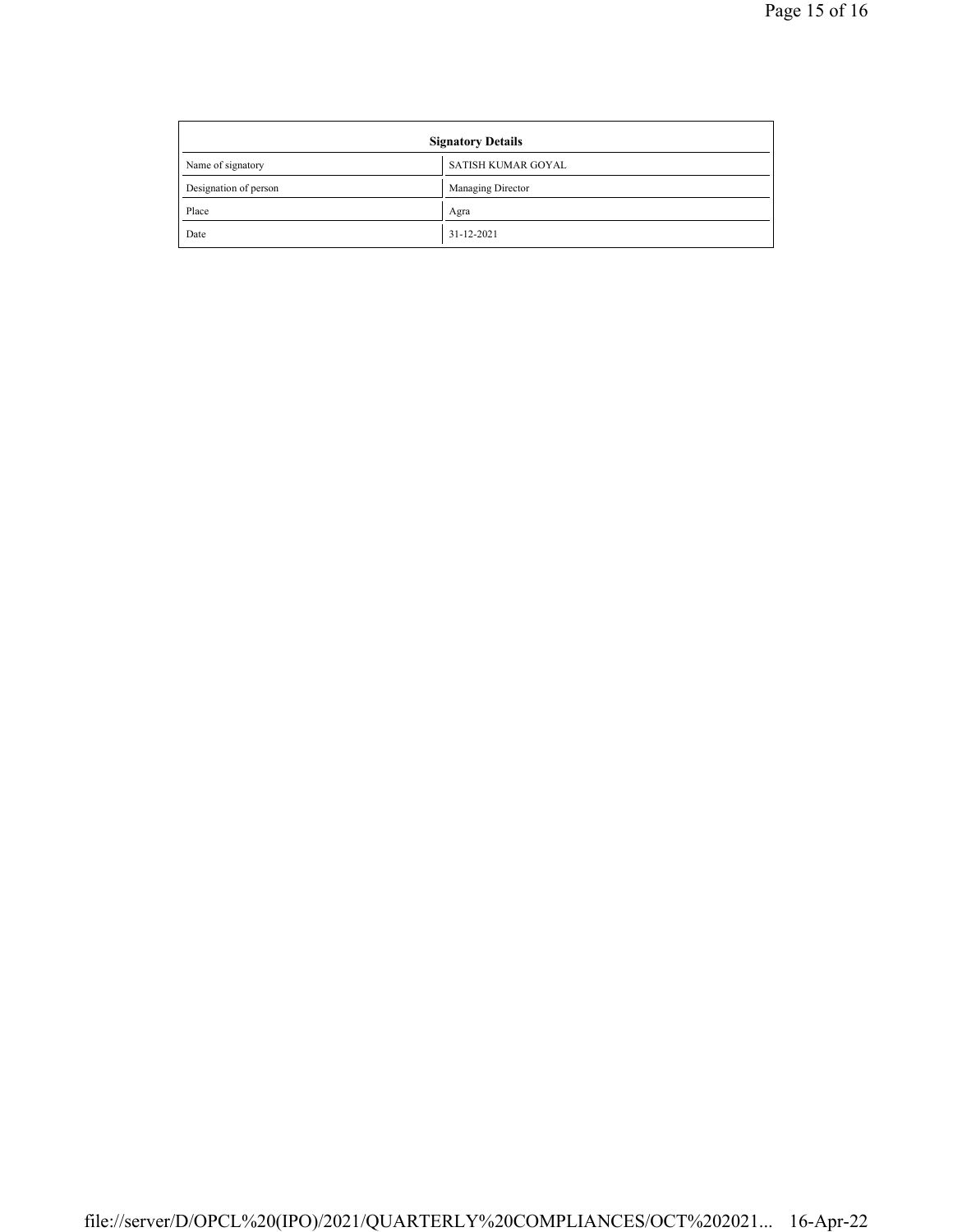| Signatory Details | |
|---|---|
| Name of signatory | SATISH KUMAR GOYAL |
| Designation of person | Managing Director |
| Place | Agra |
| Date | 31-12-2021 |